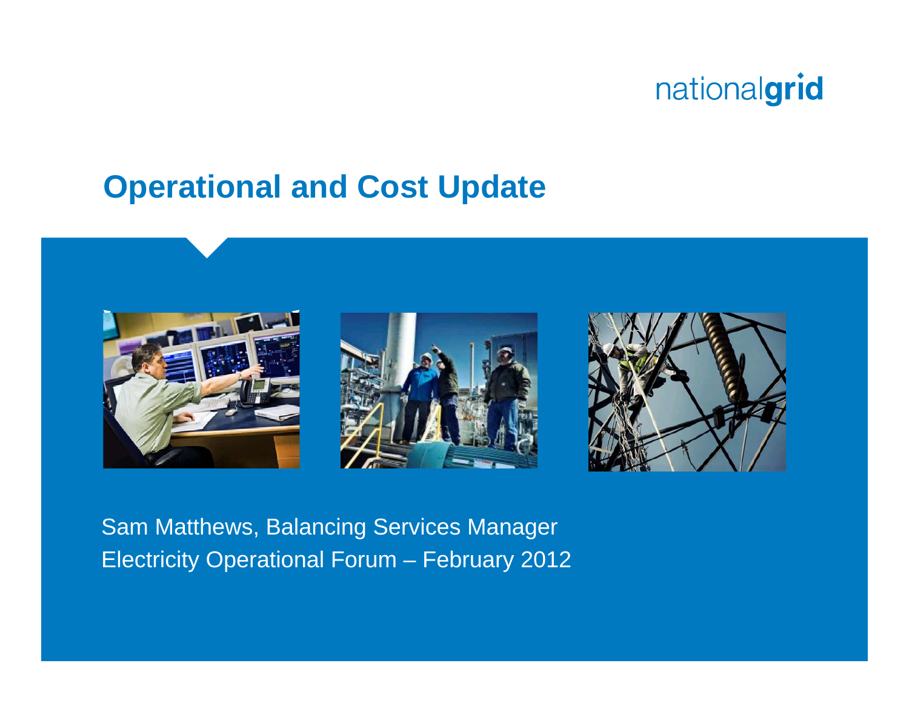nationalgrid

# Operational and Cost Update

Sam Matthews, Balancing Services Manager

Electricity Operational Forum – February 2012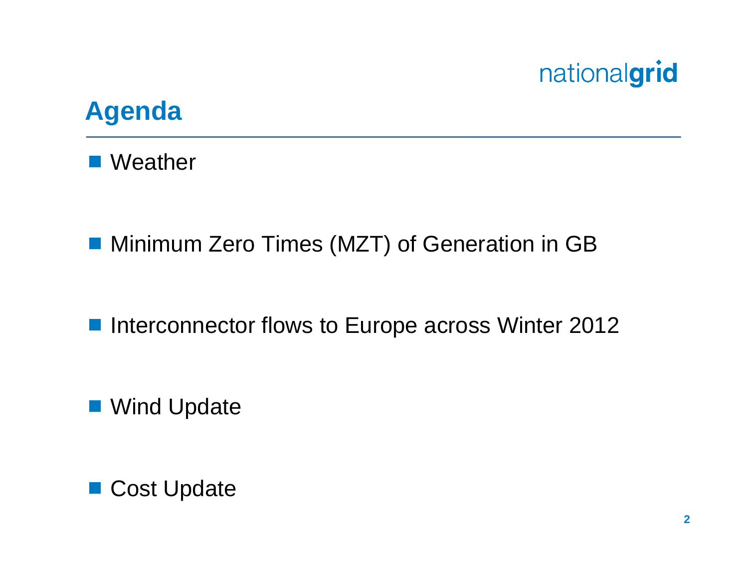# Agenda

- Weather
- Minimum Zero Times (MZT) of Generation in GB
- Interconnector flows to Europe across Winter 2012
- Wind Update
- Cost Update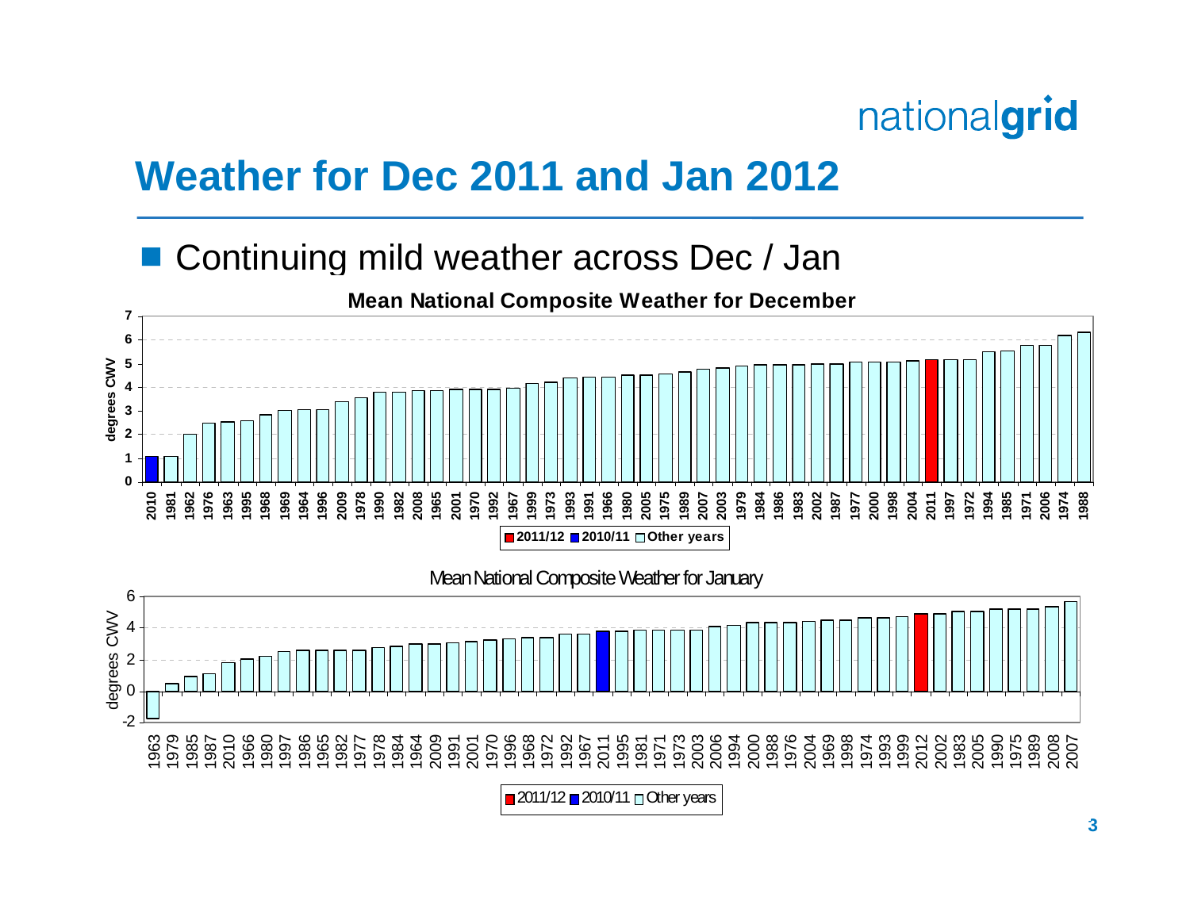# Weather for Dec 2011 and Jan 2012

- Continuing mild weather across Dec / Jan

**Mean National Composite Weather for December**

degrees CWV

2010, 1981, 1962, 1976, 1963, 1995, 1968, 1969, 1964, 1996, 2009, 1978, 1990, 1982, 2008, 1965, 2001, 1970, 1992, 1967, 1999, 1973, 1993, 1991, 1966, 1980, 2005, 1975, 1989, 2007, 2003, 1979, 1984, 1986, 1983, 2002, 1987, 1977, 2000, 1998, 2004, 2011, 1997, 1972, 1994, 1985, 1971, 2006, 1974, 1988

■ 2011/12 ■ 2010/11 □ Other years

Mean National Composite Weather for January

degrees CWV

1963, 1979, 1985, 1987, 2010, 1966, 1980, 1997, 1986, 1965, 1982, 1977, 1978, 1984, 1964, 2009, 1991, 2001, 1970, 1996, 1968, 1972, 1992, 1967, 2011, 1995, 1981, 1971, 1973, 2003, 2006, 1994, 2000, 1988, 1976, 2004, 1969, 1998, 1974, 1993, 1999, 2012, 2002, 1983, 2005, 1990, 1975, 1989, 2008, 2007

■ 2011/12 ■ 2010/11 □ Other years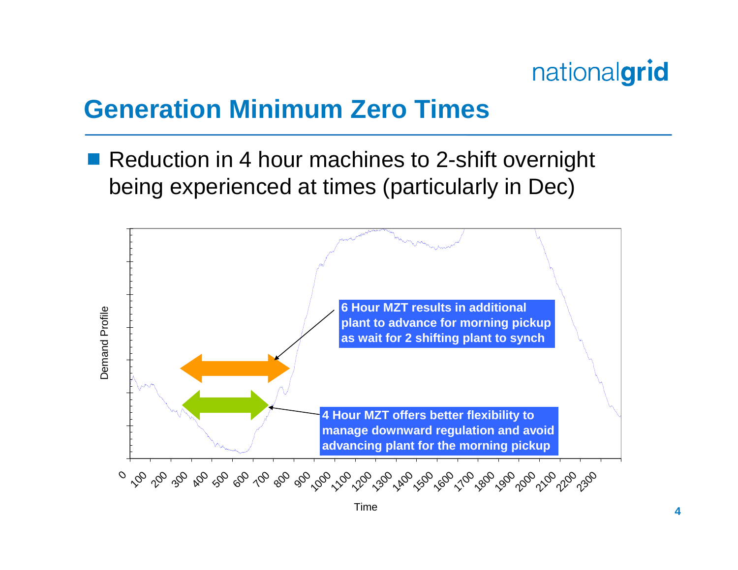# Generation Minimum Zero Times

- Reduction in 4 hour machines to 2-shift overnight being experienced at times (particularly in Dec)

**6 Hour MZT results in additional plant to advance for morning pickup as wait for 2 shifting plant to synch**

**4 Hour MZT offers better flexibility to manage downward regulation and avoid advancing plant for the morning pickup**

Demand Profile

Time

0 100 200 300 400 500 600 700 800 900 1000 1100 1200 1300 1400 1500 1600 1700 1800 1900 2000 2100 2200 2300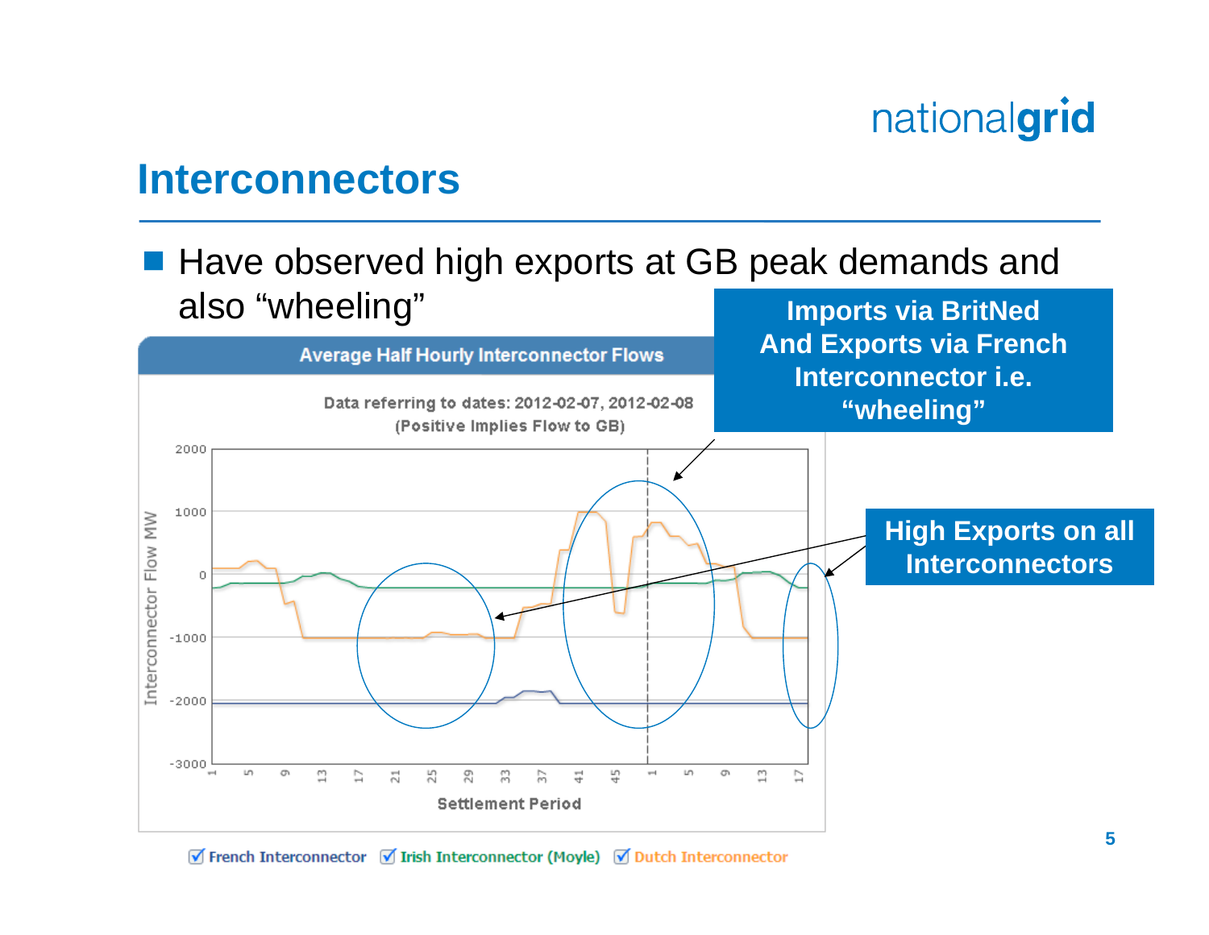# Interconnectors

- Have observed high exports at GB peak demands and also "wheeling"

**Average Half Hourly Interconnector Flows**

Data referring to dates: 2012-02-07, 2012-02-08

(Positive Implies Flow to GB)

Interconnector Flow MW

Settlement Period

French Interconnector | Irish Interconnector (Moyle) | Dutch Interconnector

**Imports via BritNed And Exports via French Interconnector i.e. "wheeling"**

**High Exports on all Interconnectors**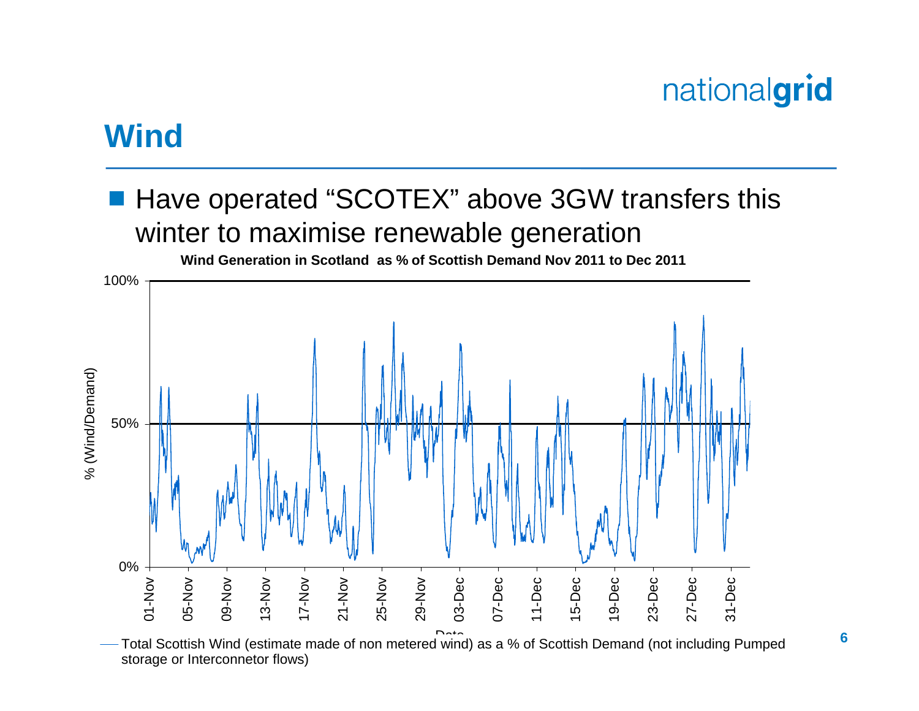# Wind

- Have operated “SCOTEX” above 3GW transfers this winter to maximise renewable generation

**Wind Generation in Scotland as % of Scottish Demand Nov 2011 to Dec 2011**

% (Wind/Demand)

100%

50%

0%

01-Nov 05-Nov 09-Nov 13-Nov 17-Nov 21-Nov 25-Nov 29-Nov 03-Dec 07-Dec 11-Dec 15-Dec 19-Dec 23-Dec 27-Dec 31-Dec

Date

—— Total Scottish Wind (estimate made of non metered wind) as a % of Scottish Demand (not including Pumped storage or Interconnetor flows)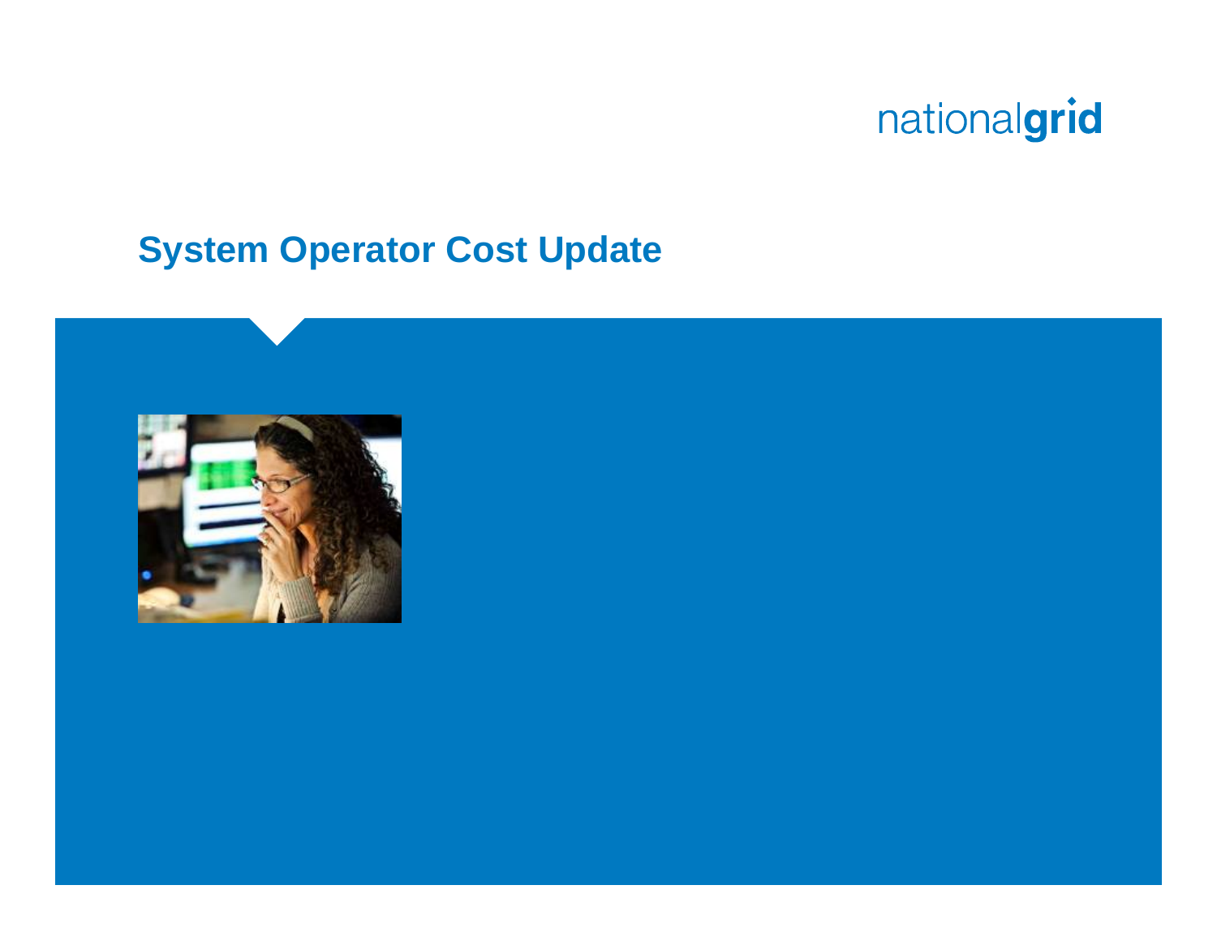# System Operator Cost Update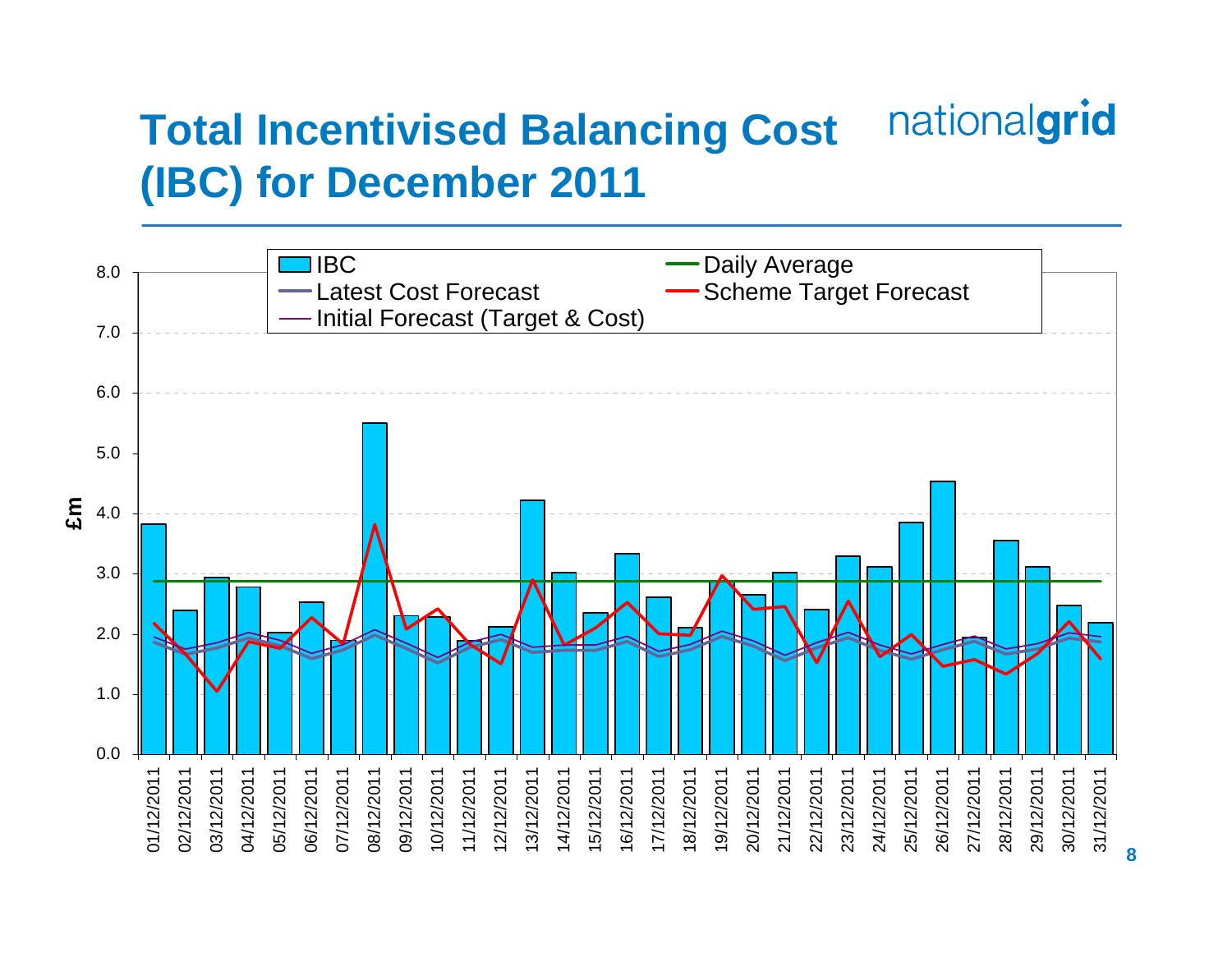# Total Incentivised Balancing Cost (IBC) for December 2011

nationalgrid

£m

IBC | Daily Average | Latest Cost Forecast | Scheme Target Forecast | Initial Forecast (Target & Cost)

8.0
7.0
6.0
5.0
4.0
3.0
2.0
1.0
0.0

01/12/2011, 02/12/2011, 03/12/2011, 04/12/2011, 05/12/2011, 06/12/2011, 07/12/2011, 08/12/2011, 09/12/2011, 10/12/2011, 11/12/2011, 12/12/2011, 13/12/2011, 14/12/2011, 15/12/2011, 16/12/2011, 17/12/2011, 18/12/2011, 19/12/2011, 20/12/2011, 21/12/2011, 22/12/2011, 23/12/2011, 24/12/2011, 25/12/2011, 26/12/2011, 27/12/2011, 28/12/2011, 29/12/2011, 30/12/2011, 31/12/2011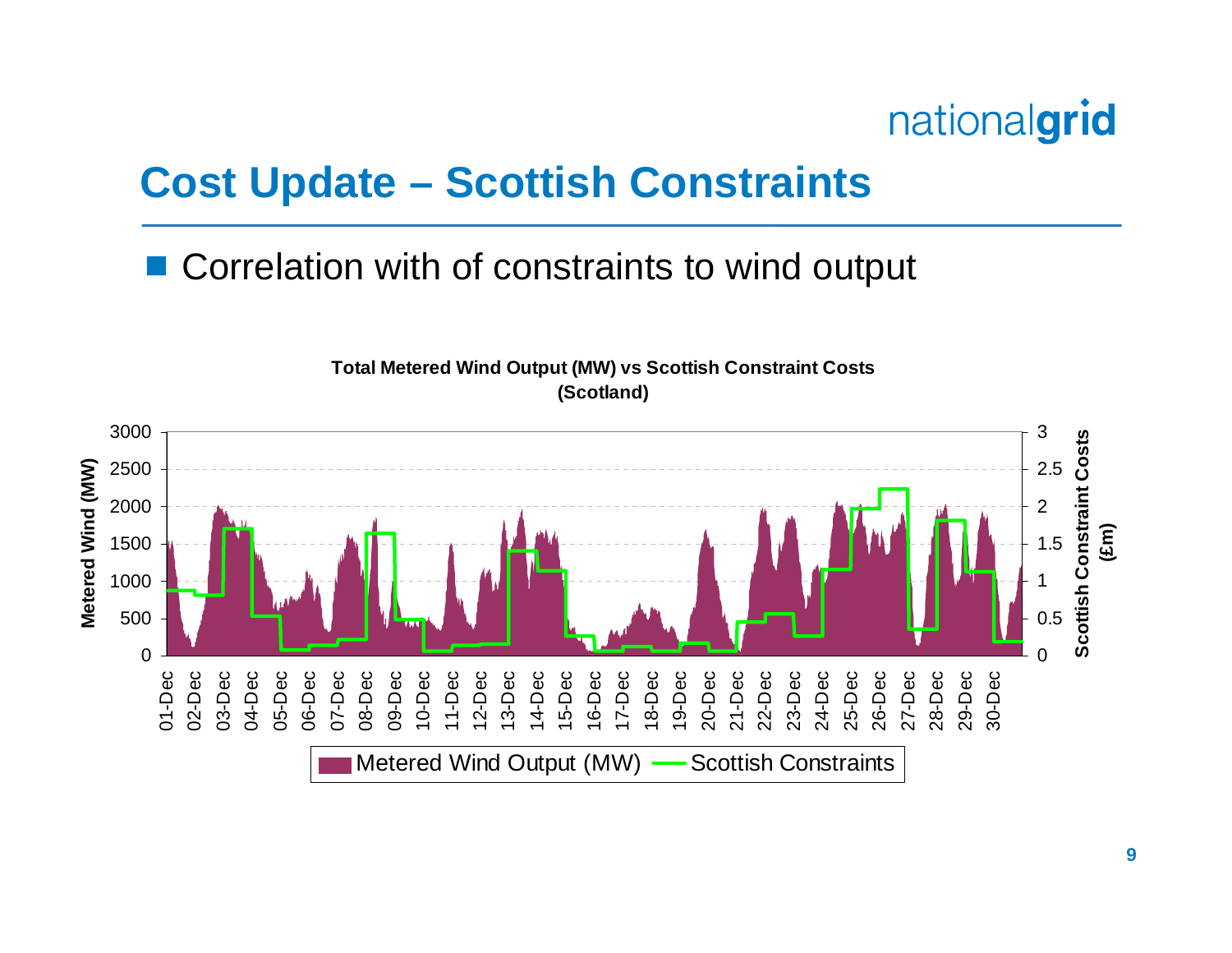# Cost Update – Scottish Constraints

- Correlation with of constraints to wind output

**Total Metered Wind Output (MW) vs Scottish Constraint Costs (Scotland)**

Metered Wind (MW): 0, 500, 1000, 1500, 2000, 2500, 3000

Scottish Constraint Costs (£m): 0, 0.5, 1, 1.5, 2, 2.5, 3

01-Dec, 02-Dec, 03-Dec, 04-Dec, 05-Dec, 06-Dec, 07-Dec, 08-Dec, 09-Dec, 10-Dec, 11-Dec, 12-Dec, 13-Dec, 14-Dec, 15-Dec, 16-Dec, 17-Dec, 18-Dec, 19-Dec, 20-Dec, 21-Dec, 22-Dec, 23-Dec, 24-Dec, 25-Dec, 26-Dec, 27-Dec, 28-Dec, 29-Dec, 30-Dec

Metered Wind Output (MW) — Scottish Constraints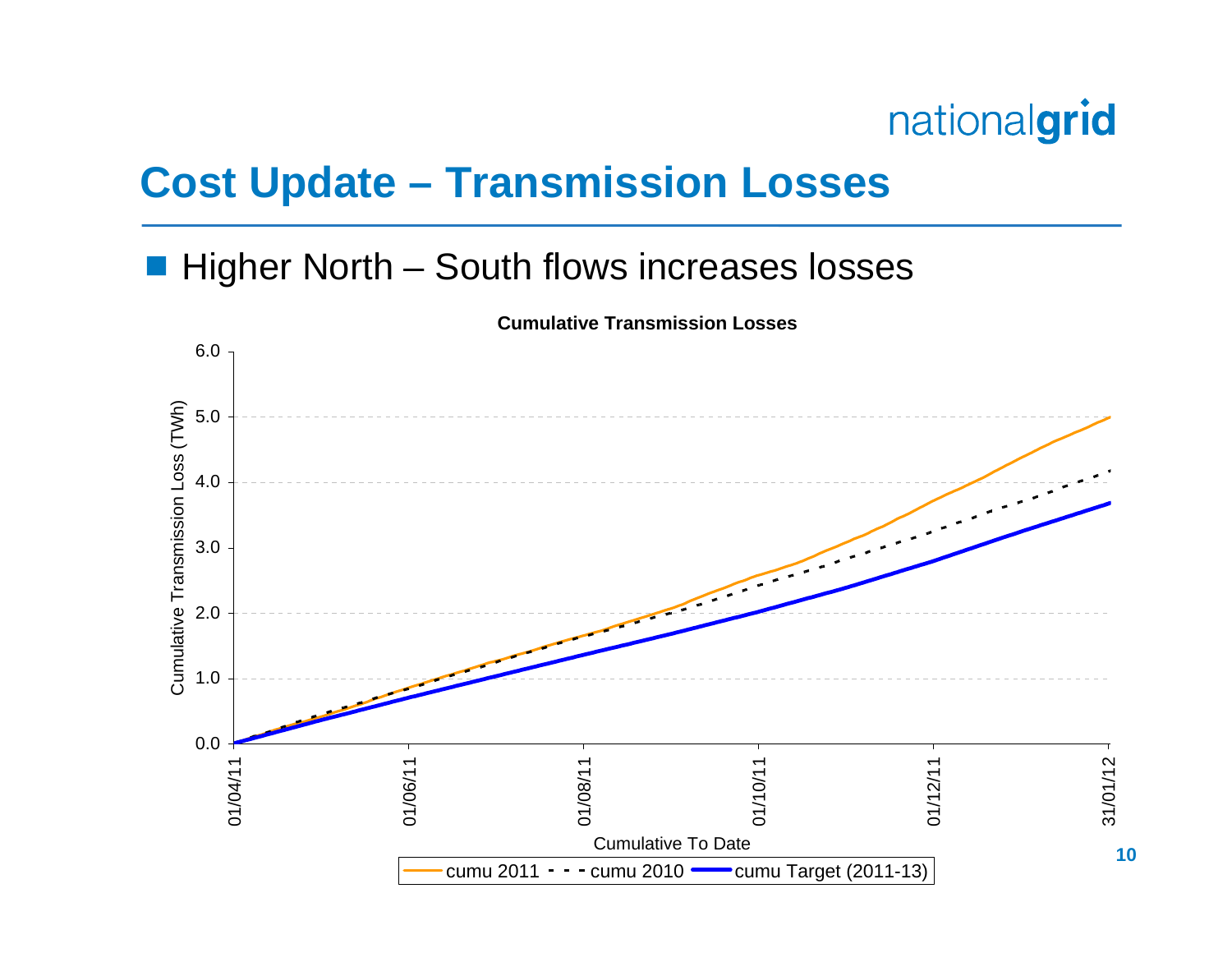# Cost Update – Transmission Losses

- Higher North – South flows increases losses

**Cumulative Transmission Losses**

Cumulative Transmission Loss (TWh)

6.0
5.0
4.0
3.0
2.0
1.0
0.0

01/04/11 01/06/11 01/08/11 01/10/11 01/12/11 31/01/12

Cumulative To Date

cumu 2011 cumu 2010 cumu Target (2011-13)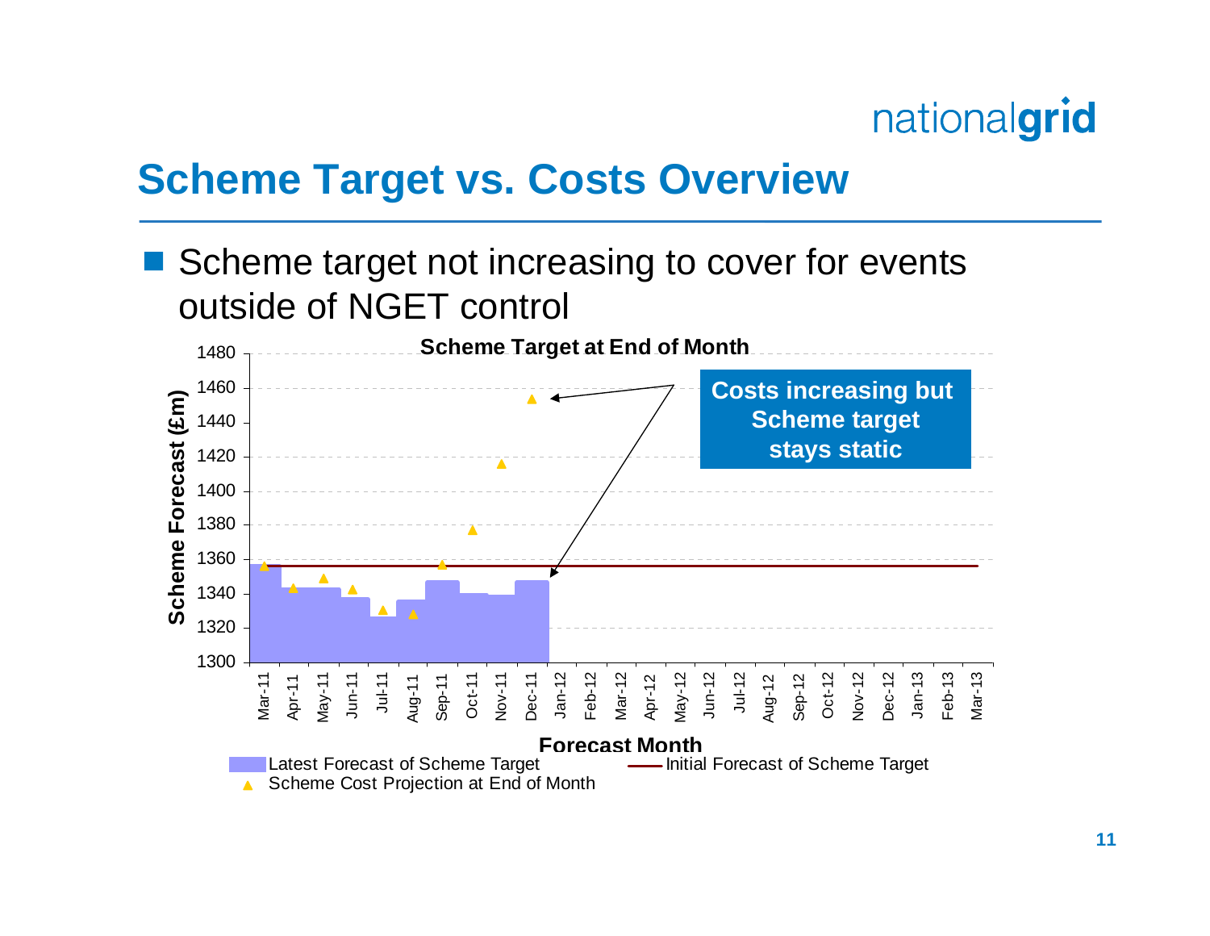## Scheme Target vs. Costs Overview

- Scheme target not increasing to cover for events outside of NGET control

**Scheme Target at End of Month**

**Costs increasing but Scheme target stays static**

Scheme Forecast (£m)

Forecast Month

Latest Forecast of Scheme Target

Initial Forecast of Scheme Target

Scheme Cost Projection at End of Month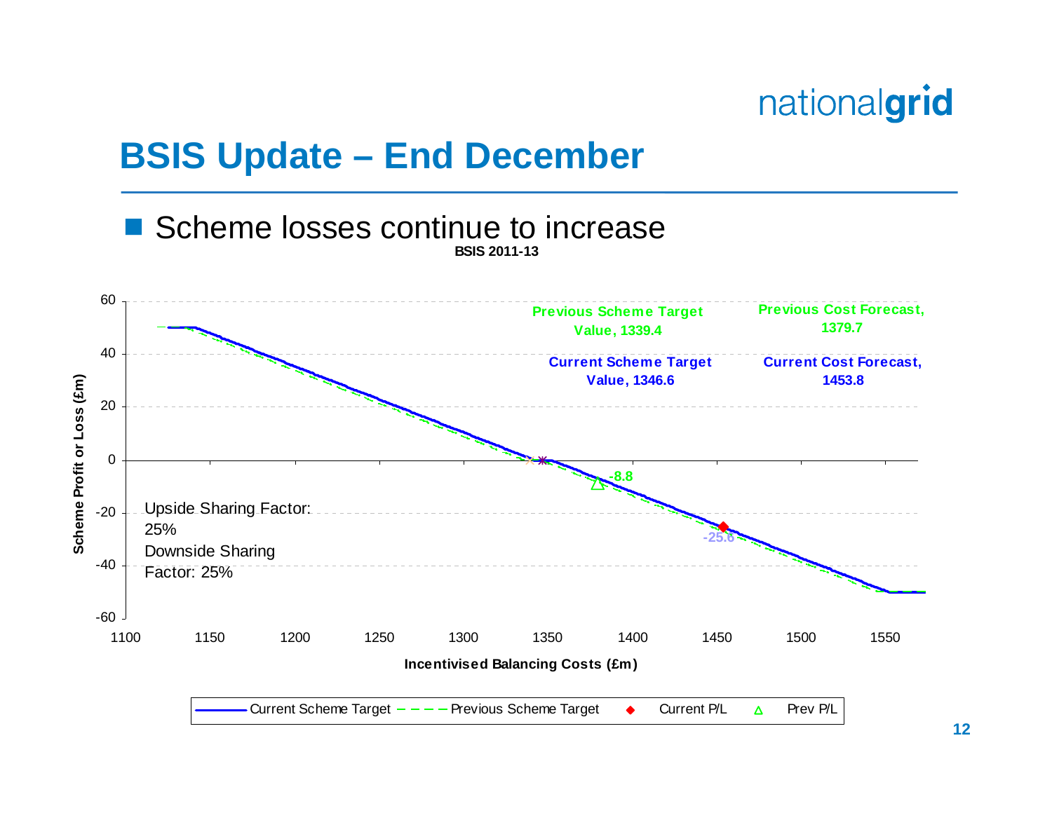# BSIS Update – End December

- Scheme losses continue to increase

**BSIS 2011-13**

Previous Scheme Target Value, 1339.4

Previous Cost Forecast, 1379.7

Current Scheme Target Value, 1346.6

Current Cost Forecast, 1453.8

-8.8

-25.6

Upside Sharing Factor: 25%
Downside Sharing Factor: 25%

Scheme Profit or Loss (£m)

Incentivised Balancing Costs (£m)

Current Scheme Target — Previous Scheme Target — Current P/L — Prev P/L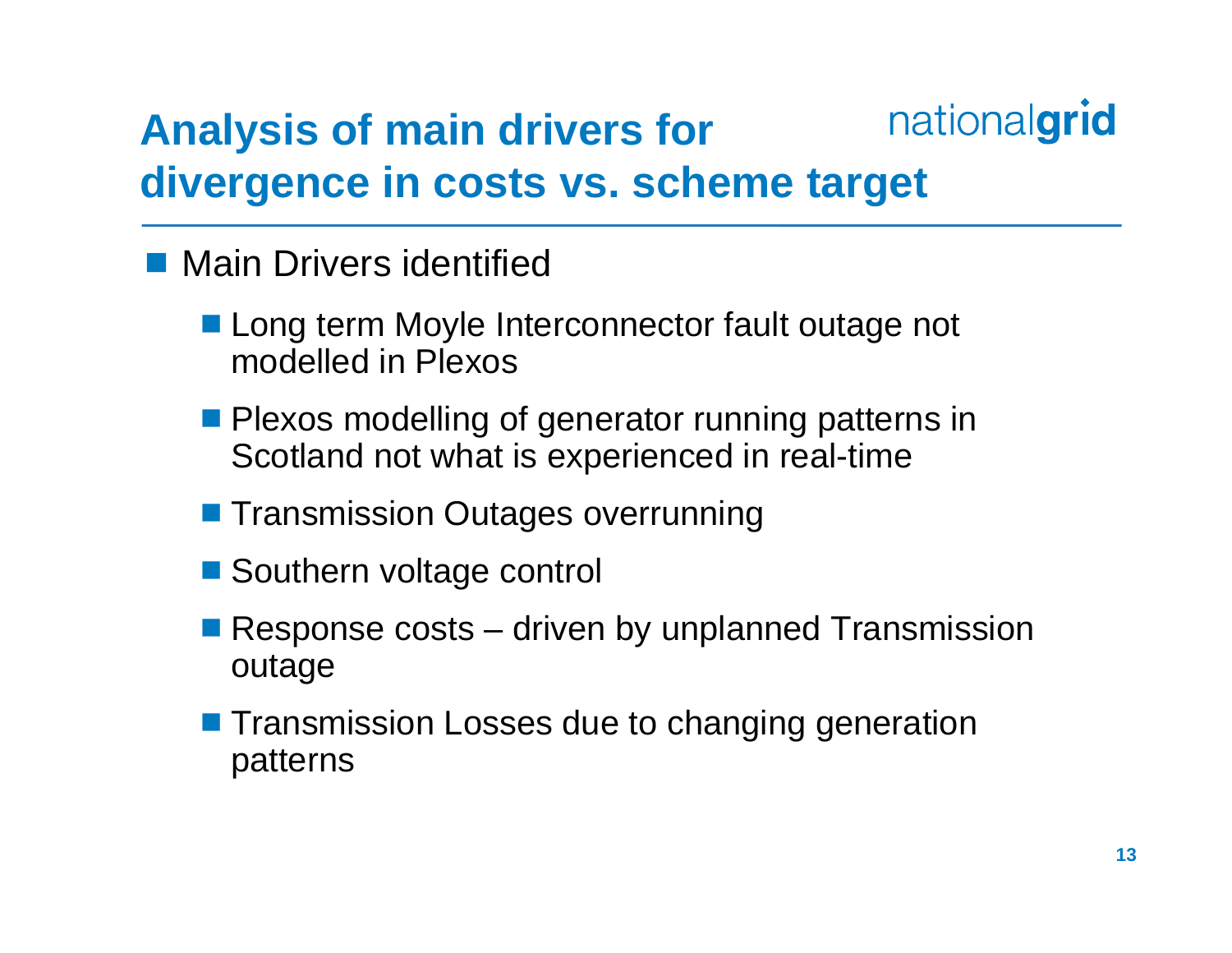# Analysis of main drivers for divergence in costs vs. scheme target

- Main Drivers identified
  - Long term Moyle Interconnector fault outage not modelled in Plexos
  - Plexos modelling of generator running patterns in Scotland not what is experienced in real-time
  - Transmission Outages overrunning
  - Southern voltage control
  - Response costs – driven by unplanned Transmission outage
  - Transmission Losses due to changing generation patterns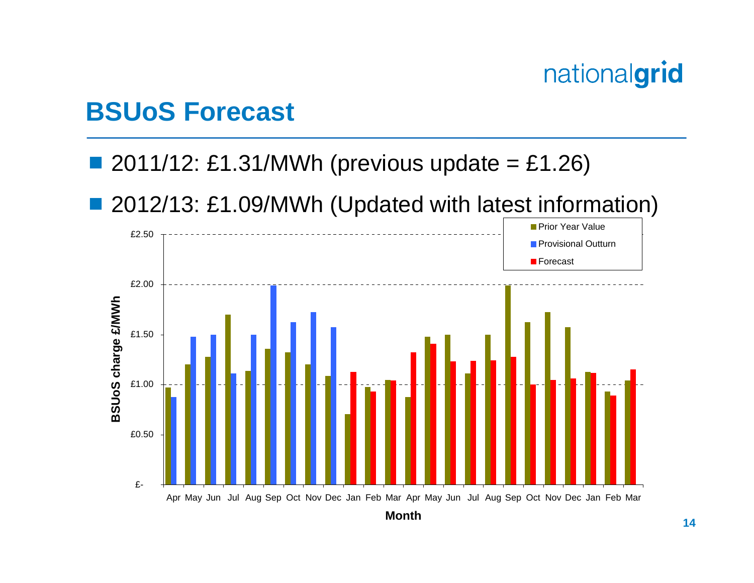## BSUoS Forecast

- 2011/12: £1.31/MWh (previous update = £1.26)
- 2012/13: £1.09/MWh (Updated with latest information)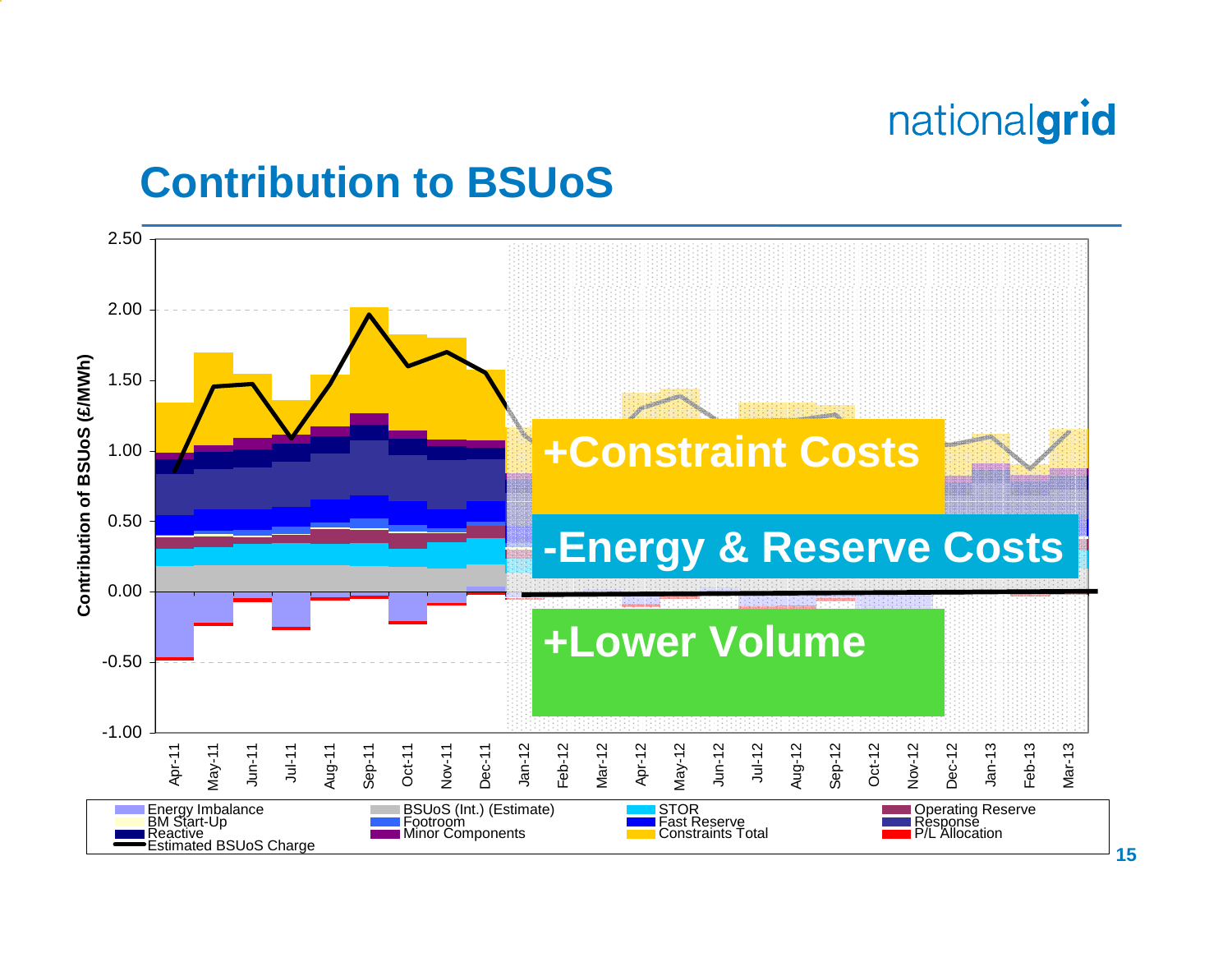# Contribution to BSUoS

Contribution of BSUoS (£/MWh)

2.50
2.00
1.50
1.00
0.50
0.00
-0.50
-1.00

Apr-11 May-11 Jun-11 Jul-11 Aug-11 Sep-11 Oct-11 Nov-11 Dec-11 Jan-12 Feb-12 Mar-12 Apr-12 May-12 Jun-12 Jul-12 Aug-12 Sep-12 Oct-12 Nov-12 Dec-12 Jan-13 Feb-13 Mar-13

**+Constraint Costs**

**-Energy & Reserve Costs**

**+Lower Volume**

Energy Imbalance, BSUoS (Int.) (Estimate), STOR, Operating Reserve, BM Start-Up, Footroom, Fast Reserve, Response, Reactive, Minor Components, Constraints Total, P/L Allocation, Estimated BSUoS Charge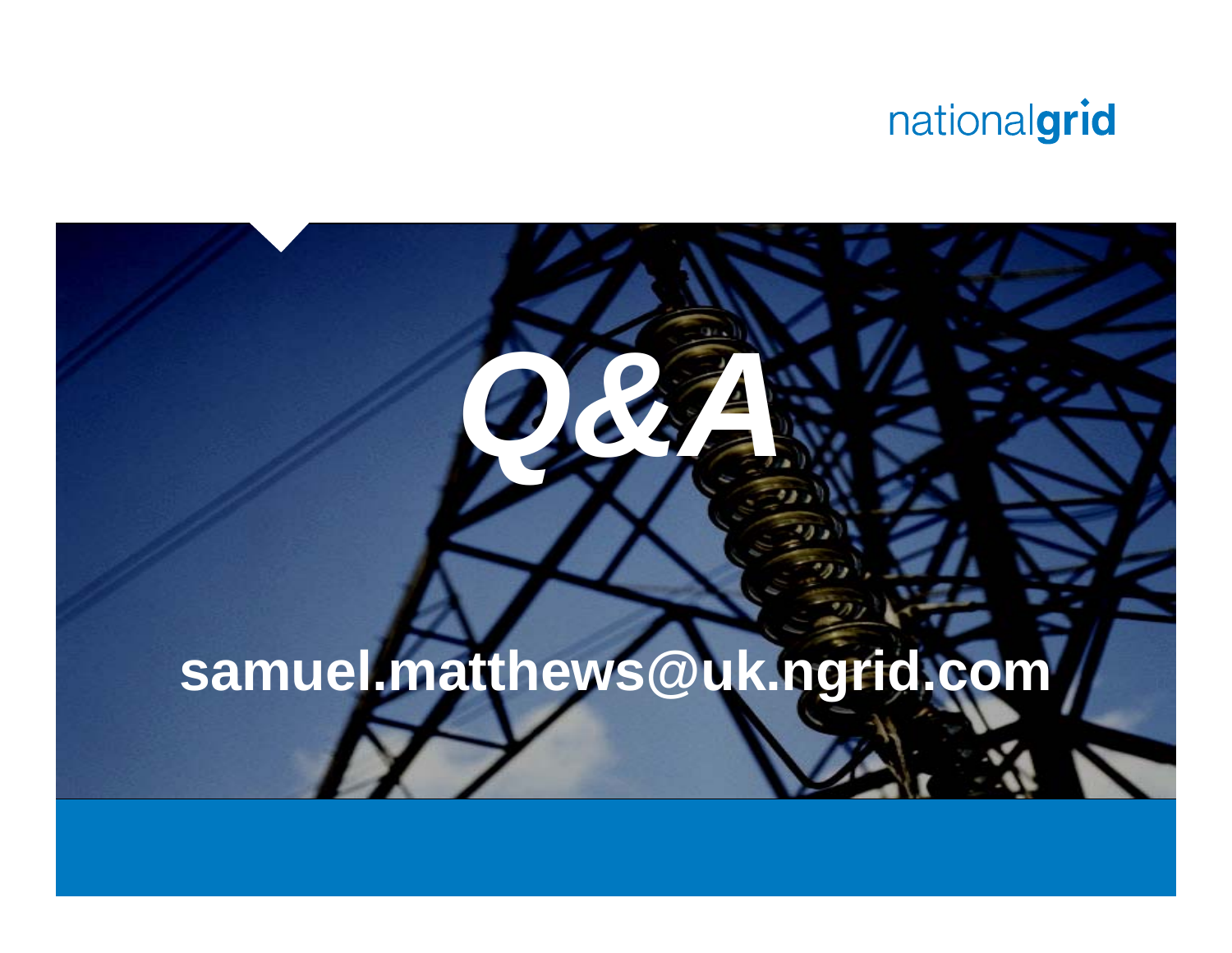# Q&A

samuel.matthews@uk.ngrid.com